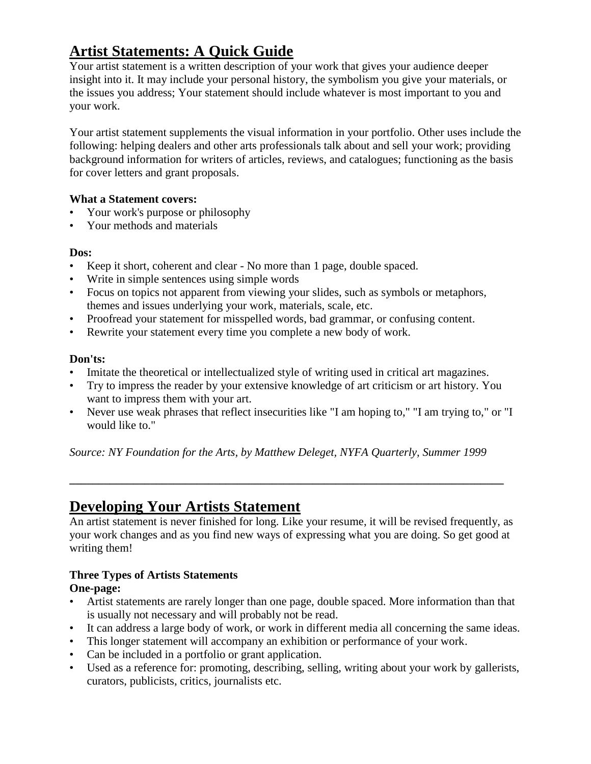# Artist Statements: A Quick Guide

Your artist statement is a written description of your work that gives your audience deeper insight into it. It may include your personal history, the symbolism you give your materials, or the issues you address; Your statement should include whatever is most important to you and your work.

Your artist statement supplements the visual information in your portfolio. Other uses include the following: helping dealers and other arts professionals talk about and sell your work; providing background information for writers of articles, reviews, and catalogues; functioning as the basis for cover letters and grant proposals.

**What a Statement covers:**

- Your work's purpose or philosophy
- Your methods and materials

**Dos:**

- Keep it short, coherent and clear - No more than 1 page, double spaced.
- Write in simple sentences using simple words
- Focus on topics not apparent from viewing your slides, such as symbols or metaphors, themes and issues underlying your work, materials, scale, etc.
- Proofread your statement for misspelled words, bad grammar, or confusing content.
- Rewrite your statement every time you complete a new body of work.

**Don'ts:**

- Imitate the theoretical or intellectualized style of writing used in critical art magazines.
- Try to impress the reader by your extensive knowledge of art criticism or art history. You want to impress them with your art.
- Never use weak phrases that reflect insecurities like "I am hoping to," "I am trying to," or "I would like to."

*Source: NY Foundation for the Arts, by Matthew Deleget, NYFA Quarterly, Summer 1999*

---

# Developing Your Artists Statement

An artist statement is never finished for long. Like your resume, it will be revised frequently, as your work changes and as you find new ways of expressing what you are doing. So get good at writing them!

**Three Types of Artists Statements**

**One-page:**

- Artist statements are rarely longer than one page, double spaced. More information than that is usually not necessary and will probably not be read.
- It can address a large body of work, or work in different media all concerning the same ideas.
- This longer statement will accompany an exhibition or performance of your work.
- Can be included in a portfolio or grant application.
- Used as a reference for: promoting, describing, selling, writing about your work by gallerists, curators, publicists, critics, journalists etc.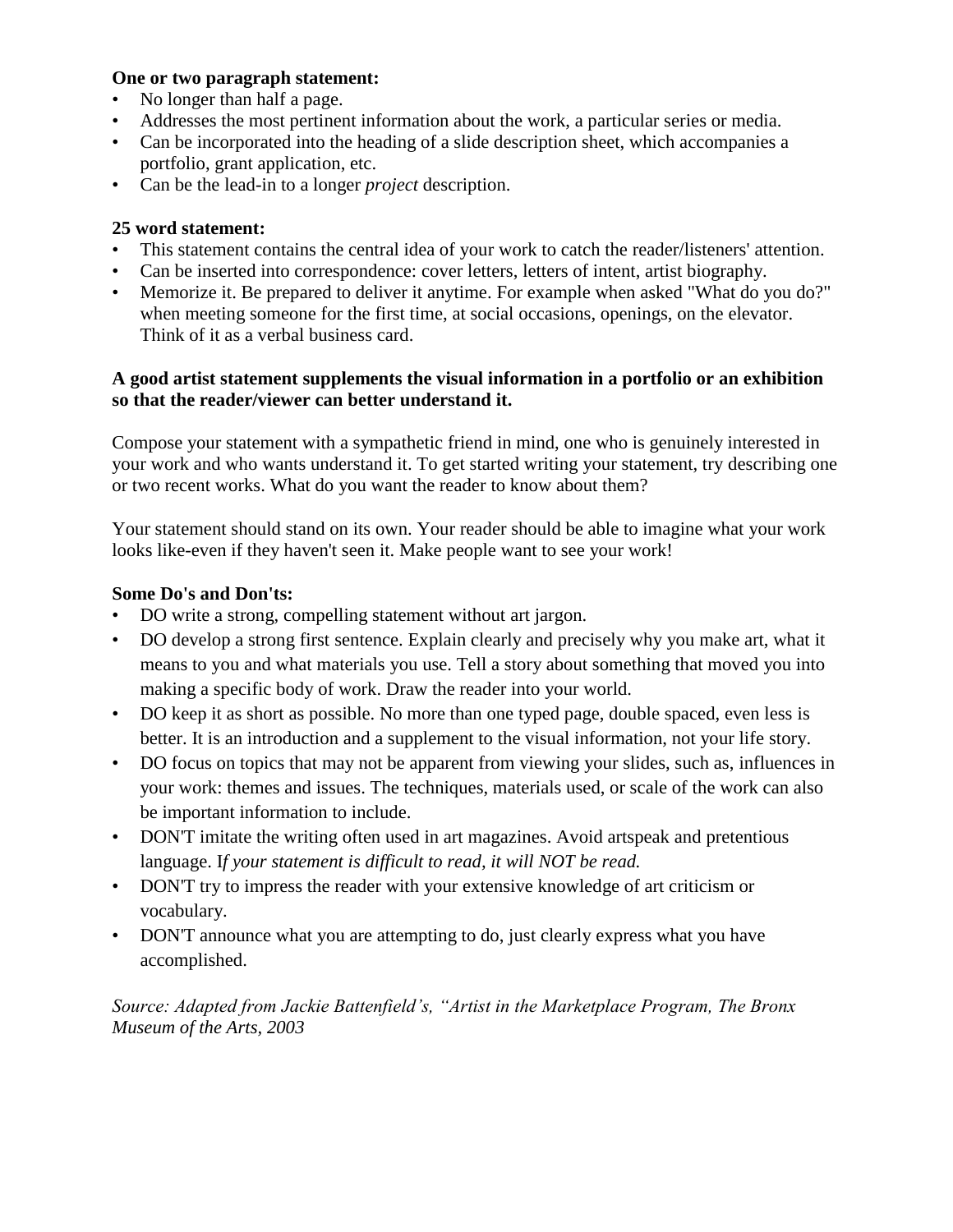**One or two paragraph statement:**

- No longer than half a page.
- Addresses the most pertinent information about the work, a particular series or media.
- Can be incorporated into the heading of a slide description sheet, which accompanies a portfolio, grant application, etc.
- Can be the lead-in to a longer *project* description.

**25 word statement:**

- This statement contains the central idea of your work to catch the reader/listeners' attention.
- Can be inserted into correspondence: cover letters, letters of intent, artist biography.
- Memorize it. Be prepared to deliver it anytime. For example when asked "What do you do?" when meeting someone for the first time, at social occasions, openings, on the elevator. Think of it as a verbal business card.

**A good artist statement supplements the visual information in a portfolio or an exhibition so that the reader/viewer can better understand it.**

Compose your statement with a sympathetic friend in mind, one who is genuinely interested in your work and who wants understand it. To get started writing your statement, try describing one or two recent works. What do you want the reader to know about them?

Your statement should stand on its own. Your reader should be able to imagine what your work looks like-even if they haven't seen it. Make people want to see your work!

**Some Do's and Don'ts:**

- DO write a strong, compelling statement without art jargon.
- DO develop a strong first sentence. Explain clearly and precisely why you make art, what it means to you and what materials you use. Tell a story about something that moved you into making a specific body of work. Draw the reader into your world.
- DO keep it as short as possible. No more than one typed page, double spaced, even less is better. It is an introduction and a supplement to the visual information, not your life story.
- DO focus on topics that may not be apparent from viewing your slides, such as, influences in your work: themes and issues. The techniques, materials used, or scale of the work can also be important information to include.
- DON'T imitate the writing often used in art magazines. Avoid artspeak and pretentious language. I*f your statement is difficult to read, it will NOT be read.*
- DON'T try to impress the reader with your extensive knowledge of art criticism or vocabulary.
- DON'T announce what you are attempting to do, just clearly express what you have accomplished.

*Source: Adapted from Jackie Battenfield's, "Artist in the Marketplace Program, The Bronx Museum of the Arts, 2003*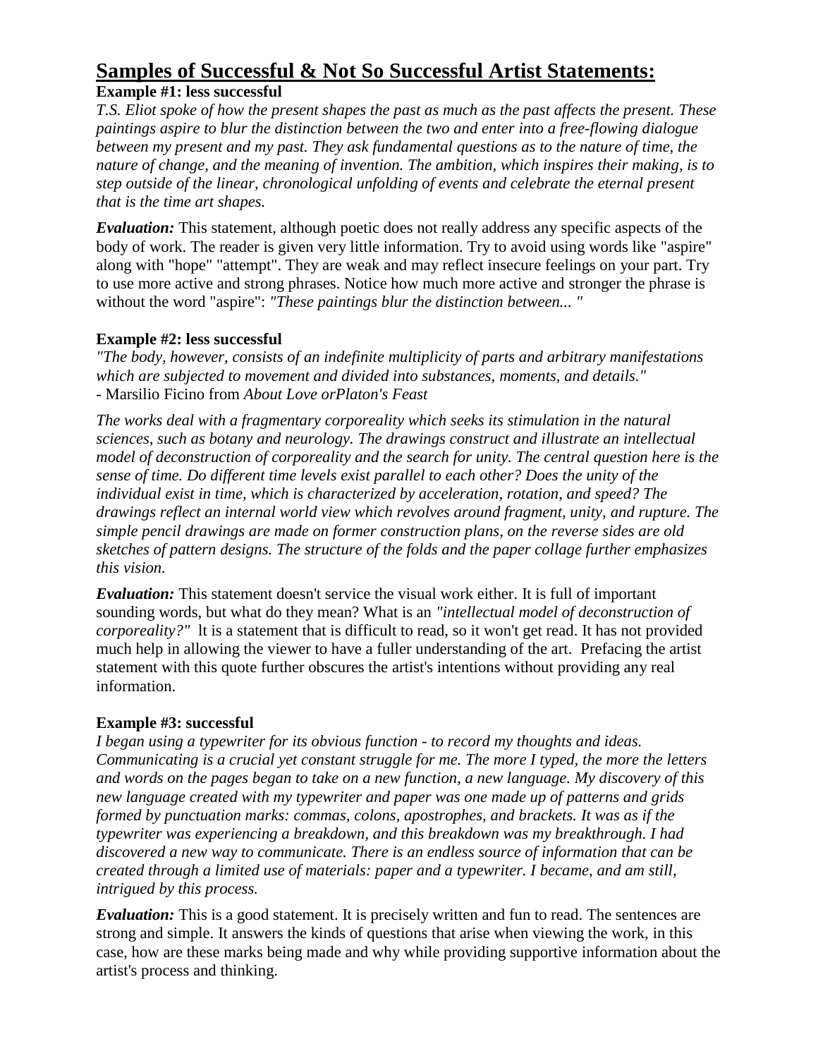# Samples of Successful & Not So Successful Artist Statements:

**Example #1: less successful**

*T.S. Eliot spoke of how the present shapes the past as much as the past affects the present. These paintings aspire to blur the distinction between the two and enter into a free-flowing dialogue between my present and my past. They ask fundamental questions as to the nature of time, the nature of change, and the meaning of invention. The ambition, which inspires their making, is to step outside of the linear, chronological unfolding of events and celebrate the eternal present that is the time art shapes.*

***Evaluation:*** This statement, although poetic does not really address any specific aspects of the body of work. The reader is given very little information. Try to avoid using words like "aspire" along with "hope" "attempt". They are weak and may reflect insecure feelings on your part. Try to use more active and strong phrases. Notice how much more active and stronger the phrase is without the word "aspire": *"These paintings blur the distinction between... "*

**Example #2: less successful**

*"The body, however, consists of an indefinite multiplicity of parts and arbitrary manifestations which are subjected to movement and divided into substances, moments, and details."*
- Marsilio Ficino from *About Love orPlaton's Feast*

*The works deal with a fragmentary corporeality which seeks its stimulation in the natural sciences, such as botany and neurology. The drawings construct and illustrate an intellectual model of deconstruction of corporeality and the search for unity. The central question here is the sense of time. Do different time levels exist parallel to each other? Does the unity of the individual exist in time, which is characterized by acceleration, rotation, and speed? The drawings reflect an internal world view which revolves around fragment, unity, and rupture. The simple pencil drawings are made on former construction plans, on the reverse sides are old sketches of pattern designs. The structure of the folds and the paper collage further emphasizes this vision.*

***Evaluation:*** This statement doesn't service the visual work either. It is full of important sounding words, but what do they mean? What is an *"intellectual model of deconstruction of corporeality?"* It is a statement that is difficult to read, so it won't get read. It has not provided much help in allowing the viewer to have a fuller understanding of the art. Prefacing the artist statement with this quote further obscures the artist's intentions without providing any real information.

**Example #3: successful**

*I began using a typewriter for its obvious function - to record my thoughts and ideas. Communicating is a crucial yet constant struggle for me. The more I typed, the more the letters and words on the pages began to take on a new function, a new language. My discovery of this new language created with my typewriter and paper was one made up of patterns and grids formed by punctuation marks: commas, colons, apostrophes, and brackets. It was as if the typewriter was experiencing a breakdown, and this breakdown was my breakthrough. I had discovered a new way to communicate. There is an endless source of information that can be created through a limited use of materials: paper and a typewriter. I became, and am still, intrigued by this process.*

***Evaluation:*** This is a good statement. It is precisely written and fun to read. The sentences are strong and simple. It answers the kinds of questions that arise when viewing the work, in this case, how are these marks being made and why while providing supportive information about the artist's process and thinking.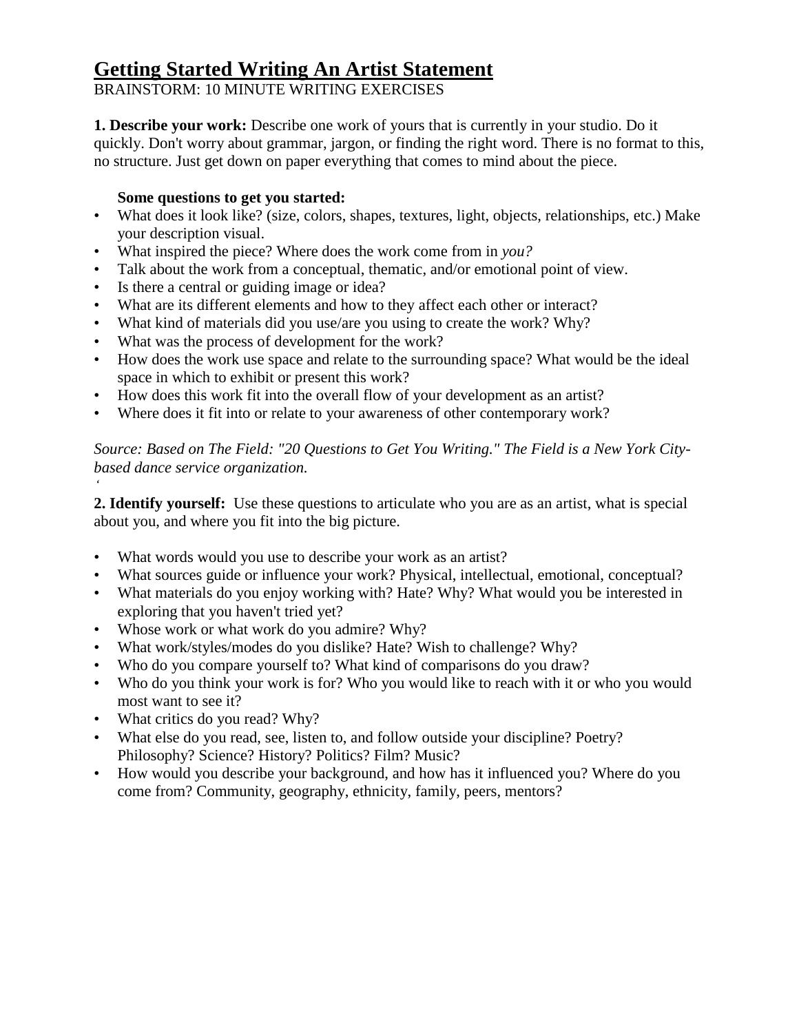# Getting Started Writing An Artist Statement

BRAINSTORM: 10 MINUTE WRITING EXERCISES

**1. Describe your work:** Describe one work of yours that is currently in your studio. Do it quickly. Don't worry about grammar, jargon, or finding the right word. There is no format to this, no structure. Just get down on paper everything that comes to mind about the piece.

**Some questions to get you started:**

- What does it look like? (size, colors, shapes, textures, light, objects, relationships, etc.) Make your description visual.
- What inspired the piece? Where does the work come from in *you?*
- Talk about the work from a conceptual, thematic, and/or emotional point of view.
- Is there a central or guiding image or idea?
- What are its different elements and how to they affect each other or interact?
- What kind of materials did you use/are you using to create the work? Why?
- What was the process of development for the work?
- How does the work use space and relate to the surrounding space? What would be the ideal space in which to exhibit or present this work?
- How does this work fit into the overall flow of your development as an artist?
- Where does it fit into or relate to your awareness of other contemporary work?

*Source: Based on The Field: "20 Questions to Get You Writing." The Field is a New York City-based dance service organization.*

**2. Identify yourself:** Use these questions to articulate who you are as an artist, what is special about you, and where you fit into the big picture.

- What words would you use to describe your work as an artist?
- What sources guide or influence your work? Physical, intellectual, emotional, conceptual?
- What materials do you enjoy working with? Hate? Why? What would you be interested in exploring that you haven't tried yet?
- Whose work or what work do you admire? Why?
- What work/styles/modes do you dislike? Hate? Wish to challenge? Why?
- Who do you compare yourself to? What kind of comparisons do you draw?
- Who do you think your work is for? Who you would like to reach with it or who you would most want to see it?
- What critics do you read? Why?
- What else do you read, see, listen to, and follow outside your discipline? Poetry? Philosophy? Science? History? Politics? Film? Music?
- How would you describe your background, and how has it influenced you? Where do you come from? Community, geography, ethnicity, family, peers, mentors?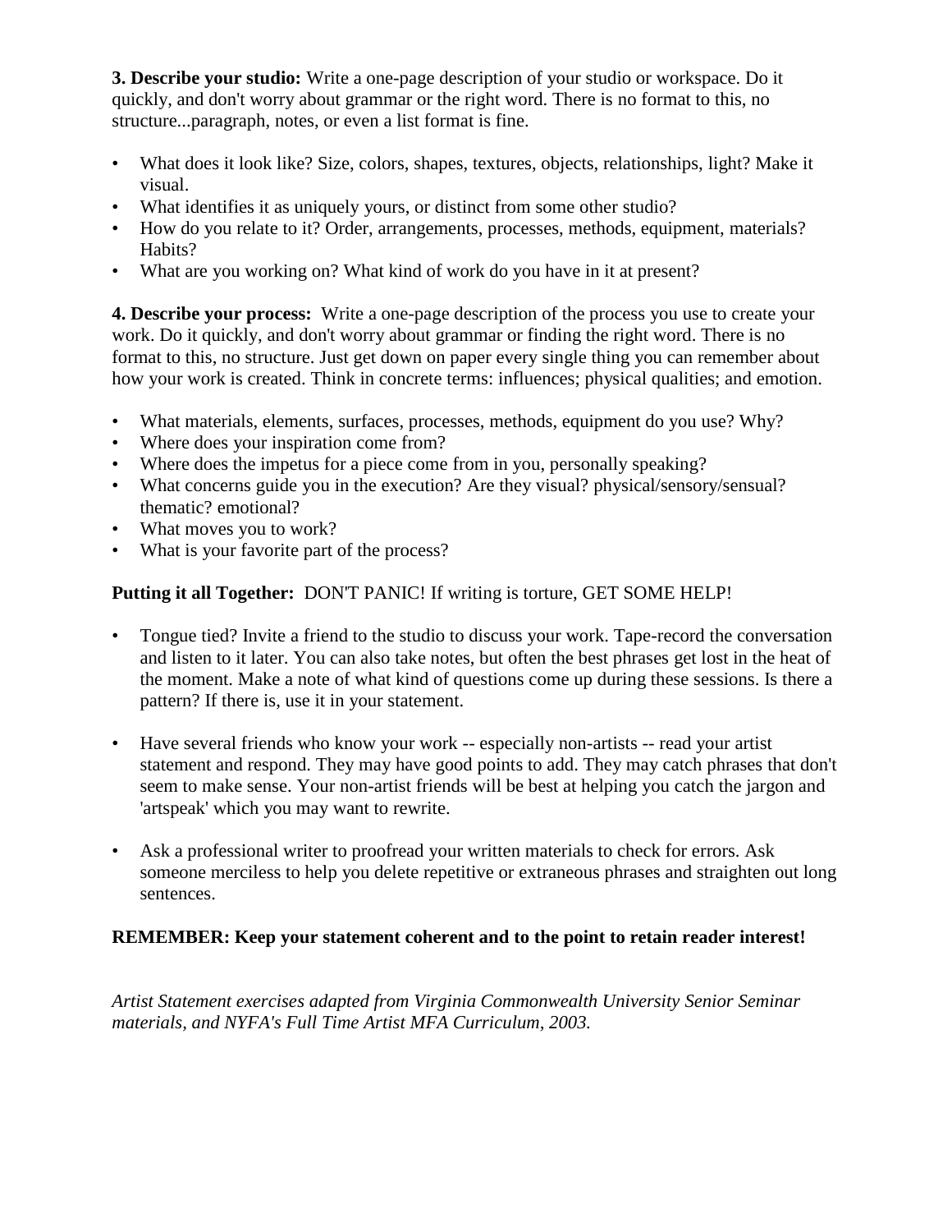**3. Describe your studio:** Write a one-page description of your studio or workspace. Do it quickly, and don't worry about grammar or the right word. There is no format to this, no structure...paragraph, notes, or even a list format is fine.

- What does it look like? Size, colors, shapes, textures, objects, relationships, light? Make it visual.
- What identifies it as uniquely yours, or distinct from some other studio?
- How do you relate to it? Order, arrangements, processes, methods, equipment, materials? Habits?
- What are you working on? What kind of work do you have in it at present?

**4. Describe your process:** Write a one-page description of the process you use to create your work. Do it quickly, and don't worry about grammar or finding the right word. There is no format to this, no structure. Just get down on paper every single thing you can remember about how your work is created. Think in concrete terms: influences; physical qualities; and emotion.

- What materials, elements, surfaces, processes, methods, equipment do you use? Why?
- Where does your inspiration come from?
- Where does the impetus for a piece come from in you, personally speaking?
- What concerns guide you in the execution? Are they visual? physical/sensory/sensual? thematic? emotional?
- What moves you to work?
- What is your favorite part of the process?

**Putting it all Together:** DON'T PANIC! If writing is torture, GET SOME HELP!

- Tongue tied? Invite a friend to the studio to discuss your work. Tape-record the conversation and listen to it later. You can also take notes, but often the best phrases get lost in the heat of the moment. Make a note of what kind of questions come up during these sessions. Is there a pattern? If there is, use it in your statement.

- Have several friends who know your work -- especially non-artists -- read your artist statement and respond. They may have good points to add. They may catch phrases that don't seem to make sense. Your non-artist friends will be best at helping you catch the jargon and 'artspeak' which you may want to rewrite.

- Ask a professional writer to proofread your written materials to check for errors. Ask someone merciless to help you delete repetitive or extraneous phrases and straighten out long sentences.

**REMEMBER: Keep your statement coherent and to the point to retain reader interest!**

*Artist Statement exercises adapted from Virginia Commonwealth University Senior Seminar materials, and NYFA's Full Time Artist MFA Curriculum, 2003.*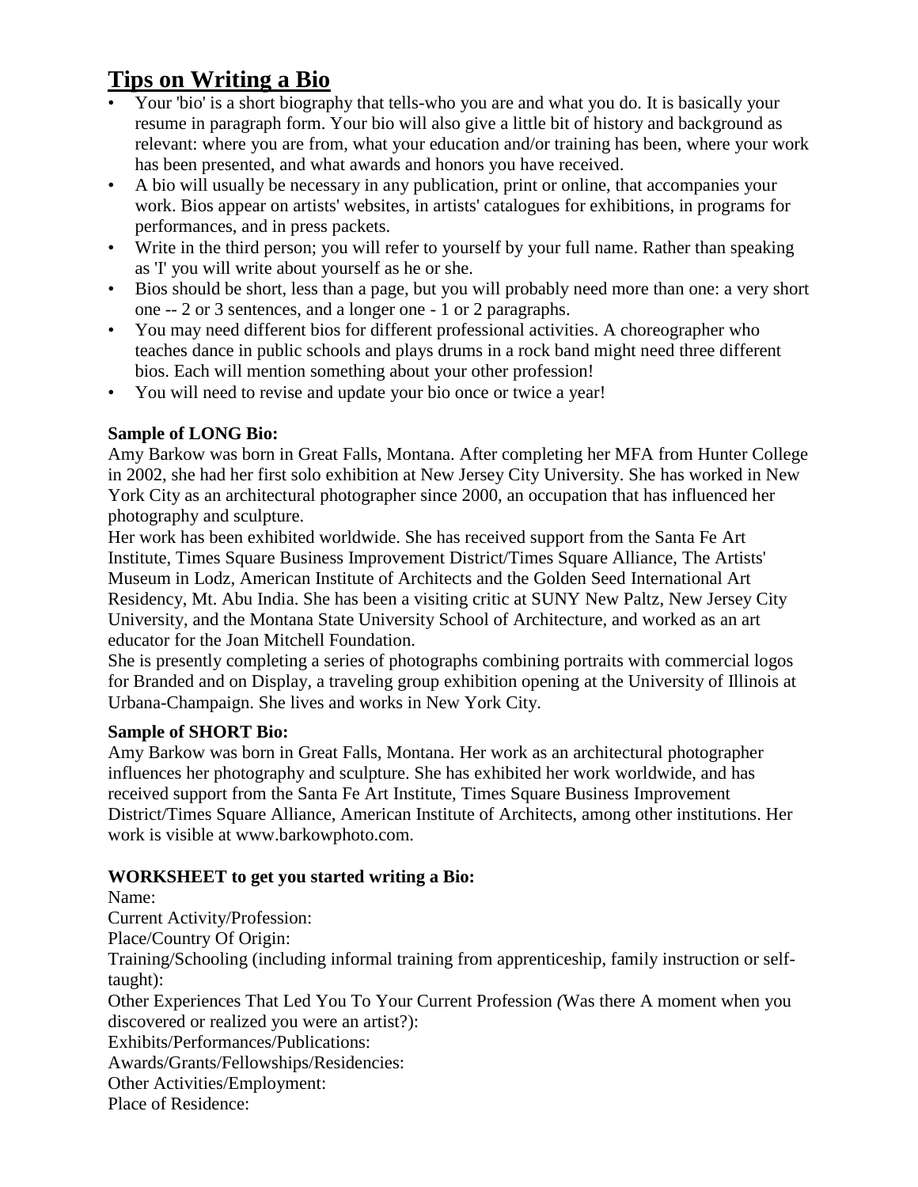# Tips on Writing a Bio

- Your 'bio' is a short biography that tells-who you are and what you do. It is basically your resume in paragraph form. Your bio will also give a little bit of history and background as relevant: where you are from, what your education and/or training has been, where your work has been presented, and what awards and honors you have received.
- A bio will usually be necessary in any publication, print or online, that accompanies your work. Bios appear on artists' websites, in artists' catalogues for exhibitions, in programs for performances, and in press packets.
- Write in the third person; you will refer to yourself by your full name. Rather than speaking as 'I' you will write about yourself as he or she.
- Bios should be short, less than a page, but you will probably need more than one: a very short one -- 2 or 3 sentences, and a longer one - 1 or 2 paragraphs.
- You may need different bios for different professional activities. A choreographer who teaches dance in public schools and plays drums in a rock band might need three different bios. Each will mention something about your other profession!
- You will need to revise and update your bio once or twice a year!

**Sample of LONG Bio:**

Amy Barkow was born in Great Falls, Montana. After completing her MFA from Hunter College in 2002, she had her first solo exhibition at New Jersey City University. She has worked in New York City as an architectural photographer since 2000, an occupation that has influenced her photography and sculpture.

Her work has been exhibited worldwide. She has received support from the Santa Fe Art Institute, Times Square Business Improvement District/Times Square Alliance, The Artists' Museum in Lodz, American Institute of Architects and the Golden Seed International Art Residency, Mt. Abu India. She has been a visiting critic at SUNY New Paltz, New Jersey City University, and the Montana State University School of Architecture, and worked as an art educator for the Joan Mitchell Foundation.

She is presently completing a series of photographs combining portraits with commercial logos for Branded and on Display, a traveling group exhibition opening at the University of Illinois at Urbana-Champaign. She lives and works in New York City.

**Sample of SHORT Bio:**

Amy Barkow was born in Great Falls, Montana. Her work as an architectural photographer influences her photography and sculpture. She has exhibited her work worldwide, and has received support from the Santa Fe Art Institute, Times Square Business Improvement District/Times Square Alliance, American Institute of Architects, among other institutions. Her work is visible at www.barkowphoto.com.

**WORKSHEET to get you started writing a Bio:**

Name:

Current Activity/Profession:

Place/Country Of Origin:

Training/Schooling (including informal training from apprenticeship, family instruction or self-taught):

Other Experiences That Led You To Your Current Profession *(*Was there A moment when you discovered or realized you were an artist?):

Exhibits/Performances/Publications:

Awards/Grants/Fellowships/Residencies:

Other Activities/Employment:

Place of Residence: